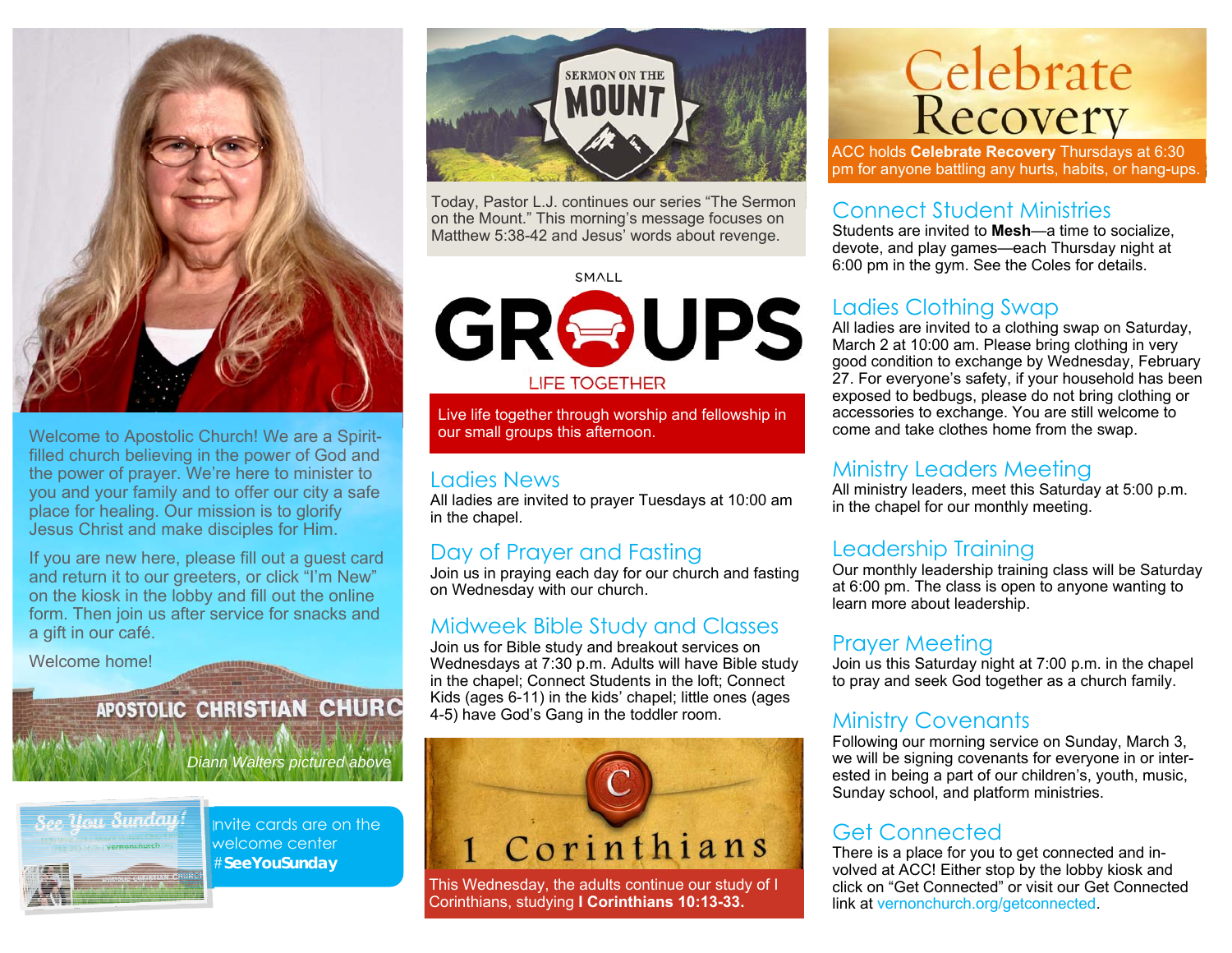Welcome to Apostolic Church! We are a Spirit-filled church believing in the power of God and the power of prayer. We're here to minister to you and your family and to offer our city a safe place for healing. Our mission is to glorify Jesus Christ and make disciples for Him.

If you are new here, please fill out a guest card and return it to our greeters, or click "I'm New" on the kiosk in the lobby and fill out the online form. Then join us after service for snacks and a gift in our café.

Welcome home!

APOSTOLIC CHRISTIAN CHURC

*Diann Walters pictured above*

Invite cards are on the welcome center **#SeeYouSunday**

## SERMON ON THE MOUNT

Today, Pastor L.J. continues our series "The Sermon on the Mount." This morning's message focuses on Matthew 5:38-42 and Jesus' words about revenge.

## SMALL GROUPS

LIFE TOGETHER

Live life together through worship and fellowship in our small groups this afternoon.

## Ladies News

All ladies are invited to prayer Tuesdays at 10:00 am in the chapel.

## Day of Prayer and Fasting

Join us in praying each day for our church and fasting on Wednesday with our church.

## Midweek Bible Study and Classes

Join us for Bible study and breakout services on Wednesdays at 7:30 p.m. Adults will have Bible study in the chapel; Connect Students in the loft; Connect Kids (ages 6-11) in the kids' chapel; little ones (ages 4-5) have God's Gang in the toddler room.

## 1 Corinthians

This Wednesday, the adults continue our study of I Corinthians, studying **I Corinthians 10:13-33.**

## Celebrate Recovery

ACC holds **Celebrate Recovery** Thursdays at 6:30 pm for anyone battling any hurts, habits, or hang-ups.

## Connect Student Ministries

Students are invited to **Mesh**—a time to socialize, devote, and play games—each Thursday night at 6:00 pm in the gym. See the Coles for details.

## Ladies Clothing Swap

All ladies are invited to a clothing swap on Saturday, March 2 at 10:00 am. Please bring clothing in very good condition to exchange by Wednesday, February 27. For everyone's safety, if your household has been exposed to bedbugs, please do not bring clothing or accessories to exchange. You are still welcome to come and take clothes home from the swap.

## Ministry Leaders Meeting

All ministry leaders, meet this Saturday at 5:00 p.m. in the chapel for our monthly meeting.

## Leadership Training

Our monthly leadership training class will be Saturday at 6:00 pm. The class is open to anyone wanting to learn more about leadership.

## Prayer Meeting

Join us this Saturday night at 7:00 p.m. in the chapel to pray and seek God together as a church family.

## Ministry Covenants

Following our morning service on Sunday, March 3, we will be signing covenants for everyone in or interested in being a part of our children's, youth, music, Sunday school, and platform ministries.

## Get Connected

There is a place for you to get connected and involved at ACC! Either stop by the lobby kiosk and click on "Get Connected" or visit our Get Connected link at vernonchurch.org/getconnected.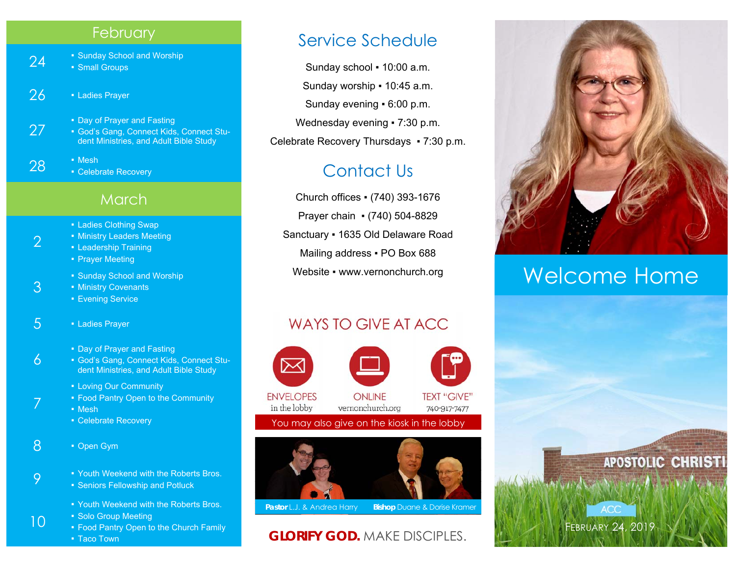## February

**24**
- Sunday School and Worship
- Small Groups

**26**
- Ladies Prayer

**27**
- Day of Prayer and Fasting
- God's Gang, Connect Kids, Connect Student Ministries, and Adult Bible Study

**28**
- Mesh
- Celebrate Recovery

## March

**2**
- Ladies Clothing Swap
- Ministry Leaders Meeting
- Leadership Training
- Prayer Meeting

**3**
- Sunday School and Worship
- Ministry Covenants
- Evening Service

**5**
- Ladies Prayer

**6**
- Day of Prayer and Fasting
- God's Gang, Connect Kids, Connect Student Ministries, and Adult Bible Study

**7**
- Loving Our Community
- Food Pantry Open to the Community
- Mesh
- Celebrate Recovery

**8**
- Open Gym

**9**
- Youth Weekend with the Roberts Bros.
- Seniors Fellowship and Potluck

**10**
- Youth Weekend with the Roberts Bros.
- Solo Group Meeting
- Food Pantry Open to the Church Family
- Taco Town

## Service Schedule

Sunday school ▪ 10:00 a.m.

Sunday worship ▪ 10:45 a.m.

Sunday evening ▪ 6:00 p.m.

Wednesday evening ▪ 7:30 p.m.

Celebrate Recovery Thursdays ▪ 7:30 p.m.

## Contact Us

Church offices ▪ (740) 393-1676

Prayer chain ▪ (740) 504-8829

Sanctuary ▪ 1635 Old Delaware Road

Mailing address ▪ PO Box 688

Website ▪ www.vernonchurch.org

## WAYS TO GIVE AT ACC

ENVELOPES in the lobby

ONLINE vernonchurch.org

TEXT "GIVE" 740-917-7477

You may also give on the kiosk in the lobby

**Pastor** L.J. & Andrea Harry **Bishop** Duane & Dorise Kramer

**GLORIFY GOD.** MAKE DISCIPLES.

# Welcome Home

APOSTOLIC CHRISTI

ACC

February 24, 2019